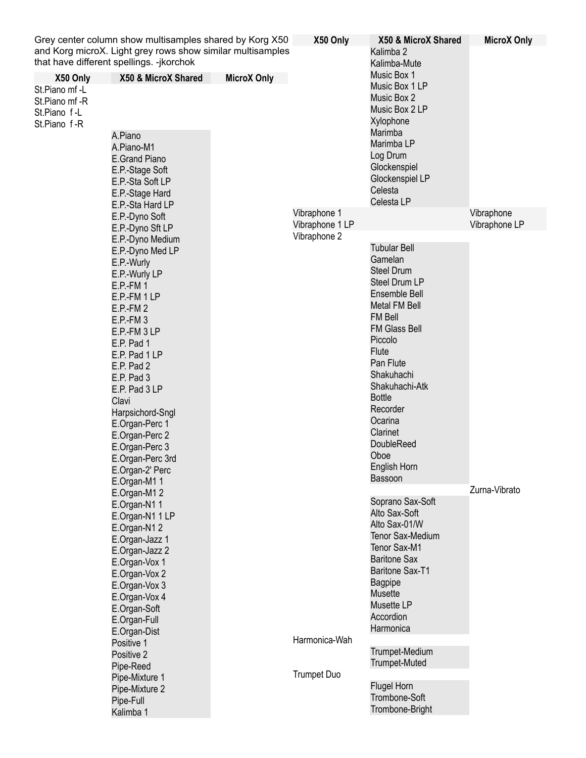Grey center column show multisamples shared by Korg X50 and Korg microX. Light grey rows show similar multisamples that have different spellings. -jkorchok

| X50 Only | X50 & MicroX Shared | MicroX Only |
| --- | --- | --- |
| St.Piano mf -L | | |
| St.Piano mf -R | | |
| St.Piano f -L | | |
| St.Piano f -R | | |
| | A.Piano | |
| | A.Piano-M1 | |
| | E.Grand Piano | |
| | E.P.-Stage Soft | |
| | E.P.-Sta Soft LP | |
| | E.P.-Stage Hard | |
| | E.P.-Sta Hard LP | |
| | E.P.-Dyno Soft | |
| | E.P.-Dyno Sft LP | |
| | E.P.-Dyno Medium | |
| | E.P.-Dyno Med LP | |
| | E.P.-Wurly | |
| | E.P.-Wurly LP | |
| | E.P.-FM 1 | |
| | E.P.-FM 1 LP | |
| | E.P.-FM 2 | |
| | E.P.-FM 3 | |
| | E.P.-FM 3 LP | |
| | E.P. Pad 1 | |
| | E.P. Pad 1 LP | |
| | E.P. Pad 2 | |
| | E.P. Pad 3 | |
| | E.P. Pad 3 LP | |
| | Clavi | |
| | Harpsichord-Sngl | |
| | E.Organ-Perc 1 | |
| | E.Organ-Perc 2 | |
| | E.Organ-Perc 3 | |
| | E.Organ-Perc 3rd | |
| | E.Organ-2' Perc | |
| | E.Organ-M1 1 | |
| | E.Organ-M1 2 | |
| | E.Organ-N1 1 | |
| | E.Organ-N1 1 LP | |
| | E.Organ-N1 2 | |
| | E.Organ-Jazz 1 | |
| | E.Organ-Jazz 2 | |
| | E.Organ-Vox 1 | |
| | E.Organ-Vox 2 | |
| | E.Organ-Vox 3 | |
| | E.Organ-Vox 4 | |
| | E.Organ-Soft | |
| | E.Organ-Full | |
| | E.Organ-Dist | |
| | Positive 1 | |
| | Positive 2 | |
| | Pipe-Reed | |
| | Pipe-Mixture 1 | |
| | Pipe-Mixture 2 | |
| | Pipe-Full | |
| | Kalimba 1 | |

| X50 Only | X50 & MicroX Shared | MicroX Only |
| --- | --- | --- |
| | Kalimba 2 | |
| | Kalimba-Mute | |
| | Music Box 1 | |
| | Music Box 1 LP | |
| | Music Box 2 | |
| | Music Box 2 LP | |
| | Xylophone | |
| | Marimba | |
| | Marimba LP | |
| | Log Drum | |
| | Glockenspiel | |
| | Glockenspiel LP | |
| | Celesta | |
| | Celesta LP | |
| Vibraphone 1 | | Vibraphone |
| Vibraphone 1 LP | | Vibraphone LP |
| Vibraphone 2 | | |
| | Tubular Bell | |
| | Gamelan | |
| | Steel Drum | |
| | Steel Drum LP | |
| | Ensemble Bell | |
| | Metal FM Bell | |
| | FM Bell | |
| | FM Glass Bell | |
| | Piccolo | |
| | Flute | |
| | Pan Flute | |
| | Shakuhachi | |
| | Shakuhachi-Atk | |
| | Bottle | |
| | Recorder | |
| | Ocarina | |
| | Clarinet | |
| | DoubleReed | |
| | Oboe | |
| | English Horn | |
| | Bassoon | |
| | | Zurna-Vibrato |
| | Soprano Sax-Soft | |
| | Alto Sax-Soft | |
| | Alto Sax-01/W | |
| | Tenor Sax-Medium | |
| | Tenor Sax-M1 | |
| | Baritone Sax | |
| | Baritone Sax-T1 | |
| | Bagpipe | |
| | Musette | |
| | Musette LP | |
| | Accordion | |
| | Harmonica | |
| Harmonica-Wah | | |
| | Trumpet-Medium | |
| | Trumpet-Muted | |
| Trumpet Duo | | |
| | Flugel Horn | |
| | Trombone-Soft | |
| | Trombone-Bright | |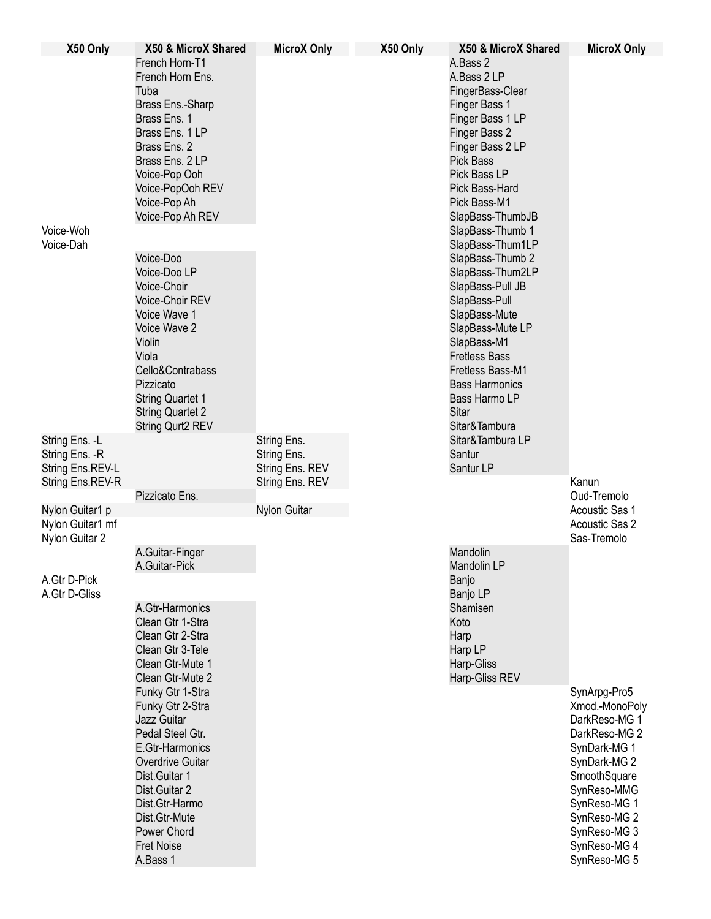| X50 Only | X50 & MicroX Shared | MicroX Only |
|---|---|---|
| | French Horn-T1 | |
| | French Horn Ens. | |
| | Tuba | |
| | Brass Ens.-Sharp | |
| | Brass Ens. 1 | |
| | Brass Ens. 1 LP | |
| | Brass Ens. 2 | |
| | Brass Ens. 2 LP | |
| | Voice-Pop Ooh | |
| | Voice-PopOoh REV | |
| | Voice-Pop Ah | |
| | Voice-Pop Ah REV | |
| Voice-Woh | | |
| Voice-Dah | | |
| | Voice-Doo | |
| | Voice-Doo LP | |
| | Voice-Choir | |
| | Voice-Choir REV | |
| | Voice Wave 1 | |
| | Voice Wave 2 | |
| | Violin | |
| | Viola | |
| | Cello&Contrabass | |
| | Pizzicato | |
| | String Quartet 1 | |
| | String Quartet 2 | |
| | String Qurt2 REV | |
| String Ens. -L | | String Ens. |
| String Ens. -R | | String Ens. |
| String Ens.REV-L | | String Ens. REV |
| String Ens.REV-R | | String Ens. REV |
| | Pizzicato Ens. | |
| Nylon Guitar1 p | | Nylon Guitar |
| Nylon Guitar1 mf | | |
| Nylon Guitar 2 | | |
| | A.Guitar-Finger | |
| | A.Guitar-Pick | |
| A.Gtr D-Pick | | |
| A.Gtr D-Gliss | | |
| | A.Gtr-Harmonics | |
| | Clean Gtr 1-Stra | |
| | Clean Gtr 2-Stra | |
| | Clean Gtr 3-Tele | |
| | Clean Gtr-Mute 1 | |
| | Clean Gtr-Mute 2 | |
| | Funky Gtr 1-Stra | |
| | Funky Gtr 2-Stra | |
| | Jazz Guitar | |
| | Pedal Steel Gtr. | |
| | E.Gtr-Harmonics | |
| | Overdrive Guitar | |
| | Dist.Guitar 1 | |
| | Dist.Guitar 2 | |
| | Dist.Gtr-Harmo | |
| | Dist.Gtr-Mute | |
| | Power Chord | |
| | Fret Noise | |
| | A.Bass 1 | |

| X50 Only | X50 & MicroX Shared | MicroX Only |
|---|---|---|
| | A.Bass 2 | |
| | A.Bass 2 LP | |
| | FingerBass-Clear | |
| | Finger Bass 1 | |
| | Finger Bass 1 LP | |
| | Finger Bass 2 | |
| | Finger Bass 2 LP | |
| | Pick Bass | |
| | Pick Bass LP | |
| | Pick Bass-Hard | |
| | Pick Bass-M1 | |
| | SlapBass-ThumbJB | |
| | SlapBass-Thumb 1 | |
| | SlapBass-Thum1LP | |
| | SlapBass-Thumb 2 | |
| | SlapBass-Thum2LP | |
| | SlapBass-Pull JB | |
| | SlapBass-Pull | |
| | SlapBass-Mute | |
| | SlapBass-Mute LP | |
| | SlapBass-M1 | |
| | Fretless Bass | |
| | Fretless Bass-M1 | |
| | Bass Harmonics | |
| | Bass Harmo LP | |
| | Sitar | |
| | Sitar&Tambura | |
| | Sitar&Tambura LP | |
| | Santur | |
| | Santur LP | |
| | | Kanun |
| | | Oud-Tremolo |
| | | Acoustic Sas 1 |
| | | Acoustic Sas 2 |
| | | Sas-Tremolo |
| | Mandolin | |
| | Mandolin LP | |
| | Banjo | |
| | Banjo LP | |
| | Shamisen | |
| | Koto | |
| | Harp | |
| | Harp LP | |
| | Harp-Gliss | |
| | Harp-Gliss REV | |
| | | SynArpg-Pro5 |
| | | Xmod.-MonoPoly |
| | | DarkReso-MG 1 |
| | | DarkReso-MG 2 |
| | | SynDark-MG 1 |
| | | SynDark-MG 2 |
| | | SmoothSquare |
| | | SynReso-MMG |
| | | SynReso-MG 1 |
| | | SynReso-MG 2 |
| | | SynReso-MG 3 |
| | | SynReso-MG 4 |
| | | SynReso-MG 5 |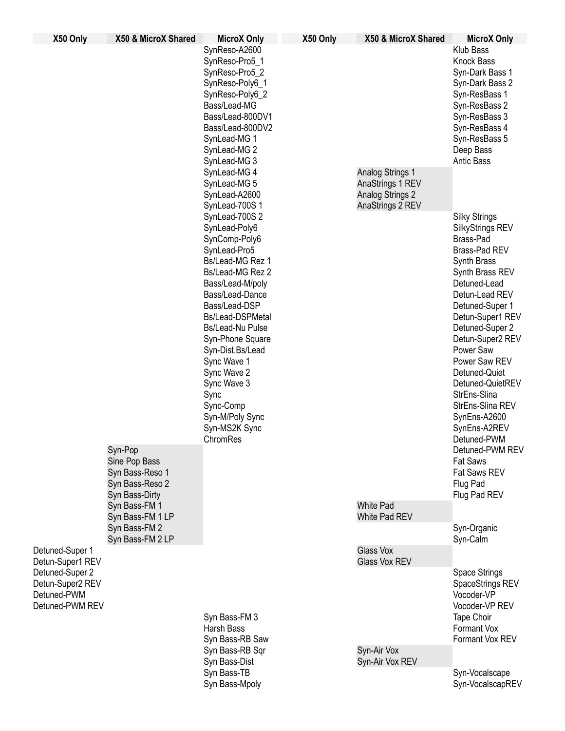| X50 Only | X50 & MicroX Shared | MicroX Only |
|---|---|---|
| | | SynReso-A2600 |
| | | SynReso-Pro5_1 |
| | | SynReso-Pro5_2 |
| | | SynReso-Poly6_1 |
| | | SynReso-Poly6_2 |
| | | Bass/Lead-MG |
| | | Bass/Lead-800DV1 |
| | | Bass/Lead-800DV2 |
| | | SynLead-MG 1 |
| | | SynLead-MG 2 |
| | | SynLead-MG 3 |
| | | SynLead-MG 4 |
| | | SynLead-MG 5 |
| | | SynLead-A2600 |
| | | SynLead-700S 1 |
| | | SynLead-700S 2 |
| | | SynLead-Poly6 |
| | | SynComp-Poly6 |
| | | SynLead-Pro5 |
| | | Bs/Lead-MG Rez 1 |
| | | Bs/Lead-MG Rez 2 |
| | | Bass/Lead-M/poly |
| | | Bass/Lead-Dance |
| | | Bass/Lead-DSP |
| | | Bs/Lead-DSPMetal |
| | | Bs/Lead-Nu Pulse |
| | | Syn-Phone Square |
| | | Syn-Dist.Bs/Lead |
| | | Sync Wave 1 |
| | | Sync Wave 2 |
| | | Sync Wave 3 |
| | | Sync |
| | | Sync-Comp |
| | | Syn-M/Poly Sync |
| | | Syn-MS2K Sync |
| | | ChromRes |
| | Syn-Pop | |
| | Sine Pop Bass | |
| | Syn Bass-Reso 1 | |
| | Syn Bass-Reso 2 | |
| | Syn Bass-Dirty | |
| | Syn Bass-FM 1 | |
| | Syn Bass-FM 1 LP | |
| | Syn Bass-FM 2 | |
| | Syn Bass-FM 2 LP | |
| Detuned-Super 1 | | |
| Detun-Super1 REV | | |
| Detuned-Super 2 | | |
| Detun-Super2 REV | | |
| Detuned-PWM | | |
| Detuned-PWM REV | | |
| | | Syn Bass-FM 3 |
| | | Harsh Bass |
| | | Syn Bass-RB Saw |
| | | Syn Bass-RB Sqr |
| | | Syn Bass-Dist |
| | | Syn Bass-TB |
| | | Syn Bass-Mpoly |

| X50 Only | X50 & MicroX Shared | MicroX Only |
|---|---|---|
| | | Klub Bass |
| | | Knock Bass |
| | | Syn-Dark Bass 1 |
| | | Syn-Dark Bass 2 |
| | | Syn-ResBass 1 |
| | | Syn-ResBass 2 |
| | | Syn-ResBass 3 |
| | | Syn-ResBass 4 |
| | | Syn-ResBass 5 |
| | | Deep Bass |
| | | Antic Bass |
| | Analog Strings 1 | |
| | AnaStrings 1 REV | |
| | Analog Strings 2 | |
| | AnaStrings 2 REV | |
| | | Silky Strings |
| | | SilkyStrings REV |
| | | Brass-Pad |
| | | Brass-Pad REV |
| | | Synth Brass |
| | | Synth Brass REV |
| | | Detuned-Lead |
| | | Detun-Lead REV |
| | | Detuned-Super 1 |
| | | Detun-Super1 REV |
| | | Detuned-Super 2 |
| | | Detun-Super2 REV |
| | | Power Saw |
| | | Power Saw REV |
| | | Detuned-Quiet |
| | | Detuned-QuietREV |
| | | StrEns-Slina |
| | | StrEns-Slina REV |
| | | SynEns-A2600 |
| | | SynEns-A2REV |
| | | Detuned-PWM |
| | | Detuned-PWM REV |
| | | Fat Saws |
| | | Fat Saws REV |
| | | Flug Pad |
| | | Flug Pad REV |
| | White Pad | |
| | White Pad REV | |
| | | Syn-Organic |
| | | Syn-Calm |
| | Glass Vox | |
| | Glass Vox REV | |
| | | Space Strings |
| | | SpaceStrings REV |
| | | Vocoder-VP |
| | | Vocoder-VP REV |
| | | Tape Choir |
| | | Formant Vox |
| | | Formant Vox REV |
| | Syn-Air Vox | |
| | Syn-Air Vox REV | |
| | | Syn-Vocalscape |
| | | Syn-VocalscapREV |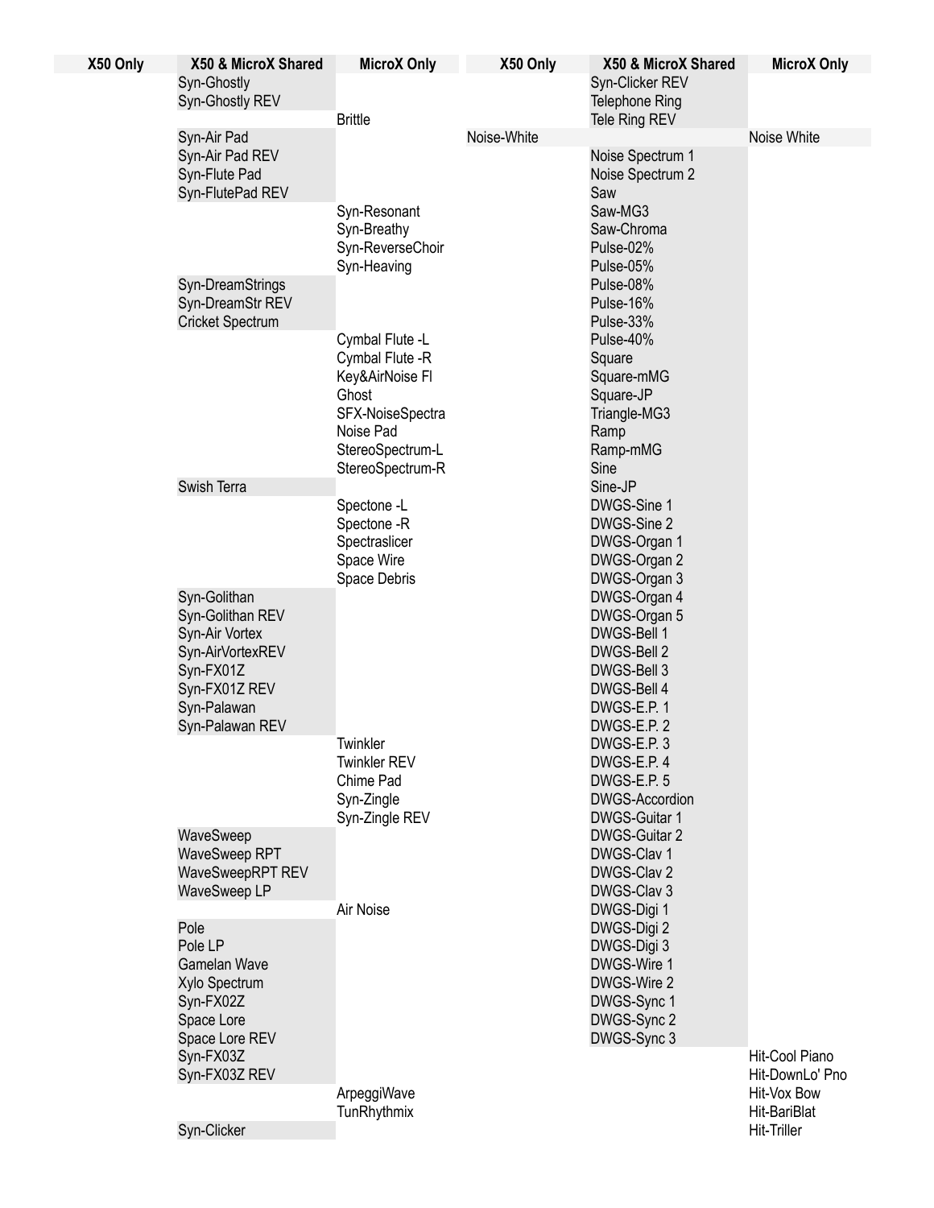| X50 Only | X50 & MicroX Shared | MicroX Only |
|---|---|---|
| | Syn-Ghostly | |
| | Syn-Ghostly REV | |
| | | Brittle |
| | Syn-Air Pad | |
| | Syn-Air Pad REV | |
| | Syn-Flute Pad | |
| | Syn-FlutePad REV | |
| | | Syn-Resonant |
| | | Syn-Breathy |
| | | Syn-ReverseChoir |
| | | Syn-Heaving |
| | Syn-DreamStrings | |
| | Syn-DreamStr REV | |
| | Cricket Spectrum | |
| | | Cymbal Flute -L |
| | | Cymbal Flute -R |
| | | Key&AirNoise Fl |
| | | Ghost |
| | | SFX-NoiseSpectra |
| | | Noise Pad |
| | | StereoSpectrum-L |
| | | StereoSpectrum-R |
| | Swish Terra | |
| | | Spectone -L |
| | | Spectone -R |
| | | Spectraslicer |
| | | Space Wire |
| | | Space Debris |
| | Syn-Golithan | |
| | Syn-Golithan REV | |
| | Syn-Air Vortex | |
| | Syn-AirVortexREV | |
| | Syn-FX01Z | |
| | Syn-FX01Z REV | |
| | Syn-Palawan | |
| | Syn-Palawan REV | |
| | | Twinkler |
| | | Twinkler REV |
| | | Chime Pad |
| | | Syn-Zingle |
| | | Syn-Zingle REV |
| | WaveSweep | |
| | WaveSweep RPT | |
| | WaveSweepRPT REV | |
| | WaveSweep LP | |
| | | Air Noise |
| | Pole | |
| | Pole LP | |
| | Gamelan Wave | |
| | Xylo Spectrum | |
| | Syn-FX02Z | |
| | Space Lore | |
| | Space Lore REV | |
| | Syn-FX03Z | |
| | Syn-FX03Z REV | |
| | | ArpeggiWave |
| | | TunRhythmix |
| | Syn-Clicker | |
| | Syn-Clicker REV | |
| | Telephone Ring | |
| | Tele Ring REV | |
| Noise-White | | Noise White |
| | Noise Spectrum 1 | |
| | Noise Spectrum 2 | |
| | Saw | |
| | Saw-MG3 | |
| | Saw-Chroma | |
| | Pulse-02% | |
| | Pulse-05% | |
| | Pulse-08% | |
| | Pulse-16% | |
| | Pulse-33% | |
| | Pulse-40% | |
| | Square | |
| | Square-mMG | |
| | Square-JP | |
| | Triangle-MG3 | |
| | Ramp | |
| | Ramp-mMG | |
| | Sine | |
| | Sine-JP | |
| | DWGS-Sine 1 | |
| | DWGS-Sine 2 | |
| | DWGS-Organ 1 | |
| | DWGS-Organ 2 | |
| | DWGS-Organ 3 | |
| | DWGS-Organ 4 | |
| | DWGS-Organ 5 | |
| | DWGS-Bell 1 | |
| | DWGS-Bell 2 | |
| | DWGS-Bell 3 | |
| | DWGS-Bell 4 | |
| | DWGS-E.P. 1 | |
| | DWGS-E.P. 2 | |
| | DWGS-E.P. 3 | |
| | DWGS-E.P. 4 | |
| | DWGS-E.P. 5 | |
| | DWGS-Accordion | |
| | DWGS-Guitar 1 | |
| | DWGS-Guitar 2 | |
| | DWGS-Clav 1 | |
| | DWGS-Clav 2 | |
| | DWGS-Clav 3 | |
| | DWGS-Digi 1 | |
| | DWGS-Digi 2 | |
| | DWGS-Digi 3 | |
| | DWGS-Wire 1 | |
| | DWGS-Wire 2 | |
| | DWGS-Sync 1 | |
| | DWGS-Sync 2 | |
| | DWGS-Sync 3 | |
| | | Hit-Cool Piano |
| | | Hit-DownLo' Pno |
| | | Hit-Vox Bow |
| | | Hit-BariBlat |
| | | Hit-Triller |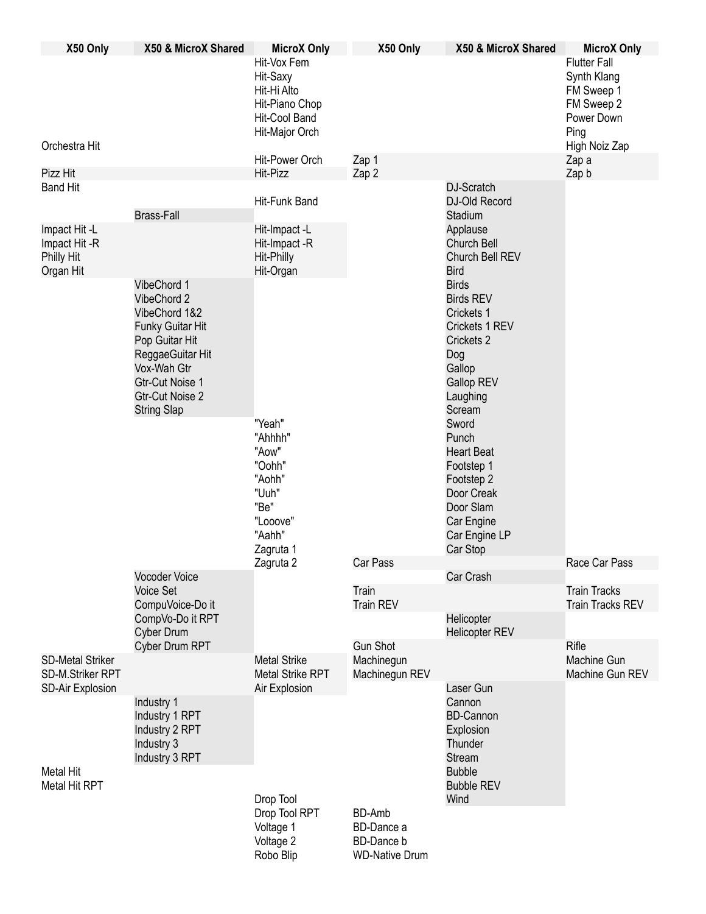| X50 Only | X50 & MicroX Shared | MicroX Only |
|---|---|---|
| | | Hit-Vox Fem |
| | | Hit-Saxy |
| | | Hit-Hi Alto |
| | | Hit-Piano Chop |
| | | Hit-Cool Band |
| | | Hit-Major Orch |
| Orchestra Hit | | |
| | | Hit-Power Orch |
| Pizz Hit | | Hit-Pizz |
| Band Hit | | |
| | | Hit-Funk Band |
| | Brass-Fall | |
| Impact Hit -L | | Hit-Impact -L |
| Impact Hit -R | | Hit-Impact -R |
| Philly Hit | | Hit-Philly |
| Organ Hit | | Hit-Organ |
| | VibeChord 1 | |
| | VibeChord 2 | |
| | VibeChord 1&2 | |
| | Funky Guitar Hit | |
| | Pop Guitar Hit | |
| | ReggaeGuitar Hit | |
| | Vox-Wah Gtr | |
| | Gtr-Cut Noise 1 | |
| | Gtr-Cut Noise 2 | |
| | String Slap | |
| | | "Yeah" |
| | | "Ahhhh" |
| | | "Aow" |
| | | "Oohh" |
| | | "Aohh" |
| | | "Uuh" |
| | | "Be" |
| | | "Looove" |
| | | "Aahh" |
| | | Zagruta 1 |
| | | Zagruta 2 |
| | Vocoder Voice | |
| | Voice Set | |
| | CompuVoice-Do it | |
| | CompVo-Do it RPT | |
| | Cyber Drum | |
| | Cyber Drum RPT | |
| SD-Metal Striker | | Metal Strike |
| SD-M.Striker RPT | | Metal Strike RPT |
| SD-Air Explosion | | Air Explosion |
| | Industry 1 | |
| | Industry 1 RPT | |
| | Industry 2 RPT | |
| | Industry 3 | |
| | Industry 3 RPT | |
| Metal Hit | | |
| Metal Hit RPT | | |
| | | Drop Tool |
| | | Drop Tool RPT |
| | | Voltage 1 |
| | | Voltage 2 |
| | | Robo Blip |

| X50 Only | X50 & MicroX Shared | MicroX Only |
|---|---|---|
| | | Flutter Fall |
| | | Synth Klang |
| | | FM Sweep 1 |
| | | FM Sweep 2 |
| | | Power Down |
| | | Ping |
| | | High Noiz Zap |
| Zap 1 | | Zap a |
| Zap 2 | | Zap b |
| | DJ-Scratch | |
| | DJ-Old Record | |
| | Stadium | |
| | Applause | |
| | Church Bell | |
| | Church Bell REV | |
| | Bird | |
| | Birds | |
| | Birds REV | |
| | Crickets 1 | |
| | Crickets 1 REV | |
| | Crickets 2 | |
| | Dog | |
| | Gallop | |
| | Gallop REV | |
| | Laughing | |
| | Scream | |
| | Sword | |
| | Punch | |
| | Heart Beat | |
| | Footstep 1 | |
| | Footstep 2 | |
| | Door Creak | |
| | Door Slam | |
| | Car Engine | |
| | Car Engine LP | |
| | Car Stop | |
| Car Pass | | Race Car Pass |
| | Car Crash | |
| Train | | Train Tracks |
| Train REV | | Train Tracks REV |
| | Helicopter | |
| | Helicopter REV | |
| Gun Shot | | Rifle |
| Machinegun | | Machine Gun |
| Machinegun REV | | Machine Gun REV |
| | Laser Gun | |
| | Cannon | |
| | BD-Cannon | |
| | Explosion | |
| | Thunder | |
| | Stream | |
| | Bubble | |
| | Bubble REV | |
| | Wind | |
| BD-Amb | | |
| BD-Dance a | | |
| BD-Dance b | | |
| WD-Native Drum | | |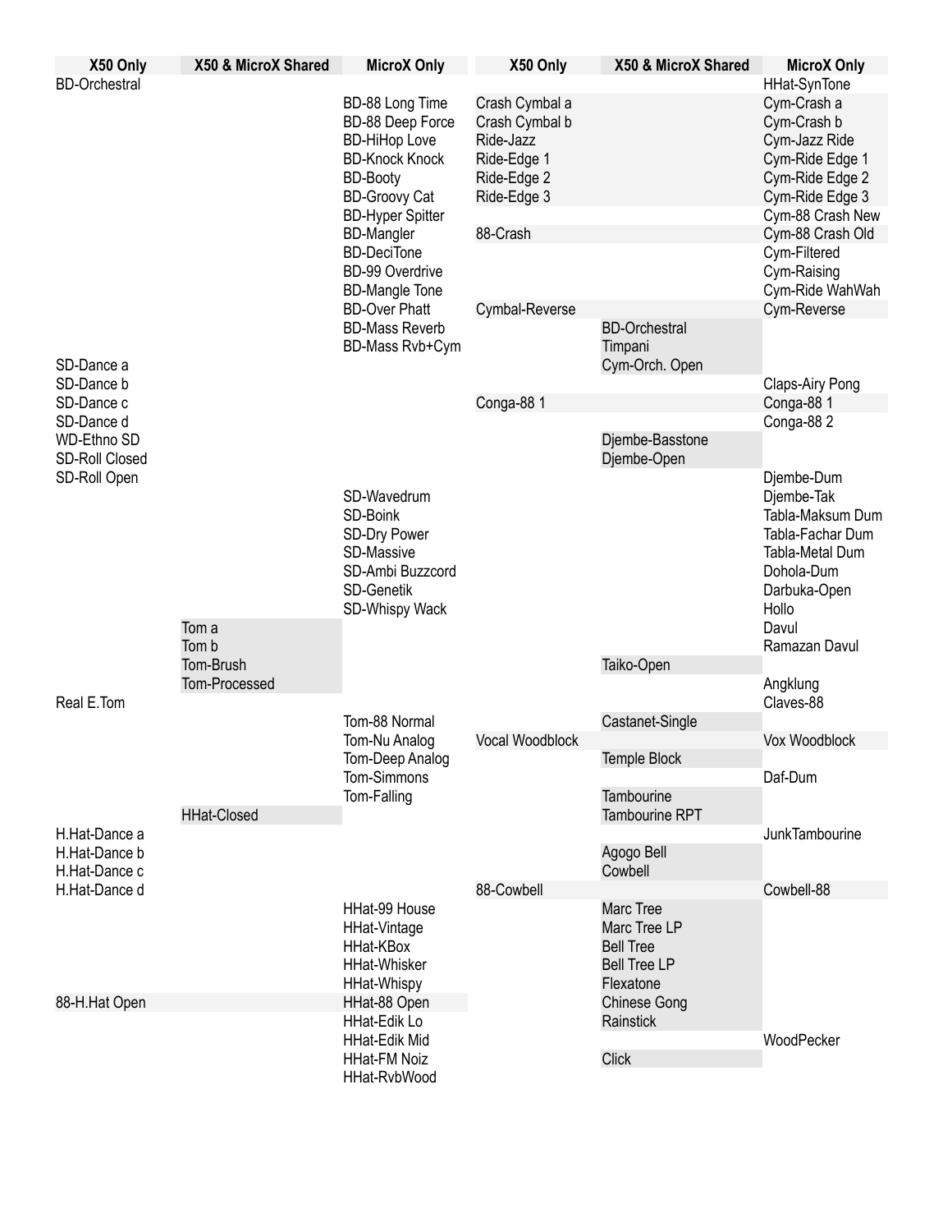| X50 Only | X50 & MicroX Shared | MicroX Only | X50 Only | X50 & MicroX Shared | MicroX Only |
|---|---|---|---|---|---|
| BD-Orchestral | | | | | HHat-SynTone |
| | | BD-88 Long Time | Crash Cymbal a | | Cym-Crash a |
| | | BD-88 Deep Force | Crash Cymbal b | | Cym-Crash b |
| | | BD-HiHop Love | Ride-Jazz | | Cym-Jazz Ride |
| | | BD-Knock Knock | Ride-Edge 1 | | Cym-Ride Edge 1 |
| | | BD-Booty | Ride-Edge 2 | | Cym-Ride Edge 2 |
| | | BD-Groovy Cat | Ride-Edge 3 | | Cym-Ride Edge 3 |
| | | BD-Hyper Spitter | | | Cym-88 Crash New |
| | | BD-Mangler | 88-Crash | | Cym-88 Crash Old |
| | | BD-DeciTone | | | Cym-Filtered |
| | | BD-99 Overdrive | | | Cym-Raising |
| | | BD-Mangle Tone | | | Cym-Ride WahWah |
| | | BD-Over Phatt | Cymbal-Reverse | | Cym-Reverse |
| | | BD-Mass Reverb | | BD-Orchestral | |
| | | BD-Mass Rvb+Cym | | Timpani | |
| SD-Dance a | | | | Cym-Orch. Open | |
| SD-Dance b | | | | | Claps-Airy Pong |
| SD-Dance c | | | Conga-88 1 | | Conga-88 1 |
| SD-Dance d | | | | | Conga-88 2 |
| WD-Ethno SD | | | | Djembe-Basstone | |
| SD-Roll Closed | | | | Djembe-Open | |
| SD-Roll Open | | | | | Djembe-Dum |
| | | SD-Wavedrum | | | Djembe-Tak |
| | | SD-Boink | | | Tabla-Maksum Dum |
| | | SD-Dry Power | | | Tabla-Fachar Dum |
| | | SD-Massive | | | Tabla-Metal Dum |
| | | SD-Ambi Buzzcord | | | Dohola-Dum |
| | | SD-Genetik | | | Darbuka-Open |
| | | SD-Whispy Wack | | | Hollo |
| | Tom a | | | | Davul |
| | Tom b | | | | Ramazan Davul |
| | Tom-Brush | | | Taiko-Open | |
| | Tom-Processed | | | | Angklung |
| Real E.Tom | | | | | Claves-88 |
| | | Tom-88 Normal | | Castanet-Single | |
| | | Tom-Nu Analog | Vocal Woodblock | | Vox Woodblock |
| | | Tom-Deep Analog | | Temple Block | |
| | | Tom-Simmons | | | Daf-Dum |
| | | Tom-Falling | | Tambourine | |
| | HHat-Closed | | | Tambourine RPT | |
| H.Hat-Dance a | | | | | JunkTambourine |
| H.Hat-Dance b | | | | Agogo Bell | |
| H.Hat-Dance c | | | | Cowbell | |
| H.Hat-Dance d | | | 88-Cowbell | | Cowbell-88 |
| | | HHat-99 House | | Marc Tree | |
| | | HHat-Vintage | | Marc Tree LP | |
| | | HHat-KBox | | Bell Tree | |
| | | HHat-Whisker | | Bell Tree LP | |
| | | HHat-Whispy | | Flexatone | |
| 88-H.Hat Open | | HHat-88 Open | | Chinese Gong | |
| | | HHat-Edik Lo | | Rainstick | |
| | | HHat-Edik Mid | | | WoodPecker |
| | | HHat-FM Noiz | | Click | |
| | | HHat-RvbWood | | | |